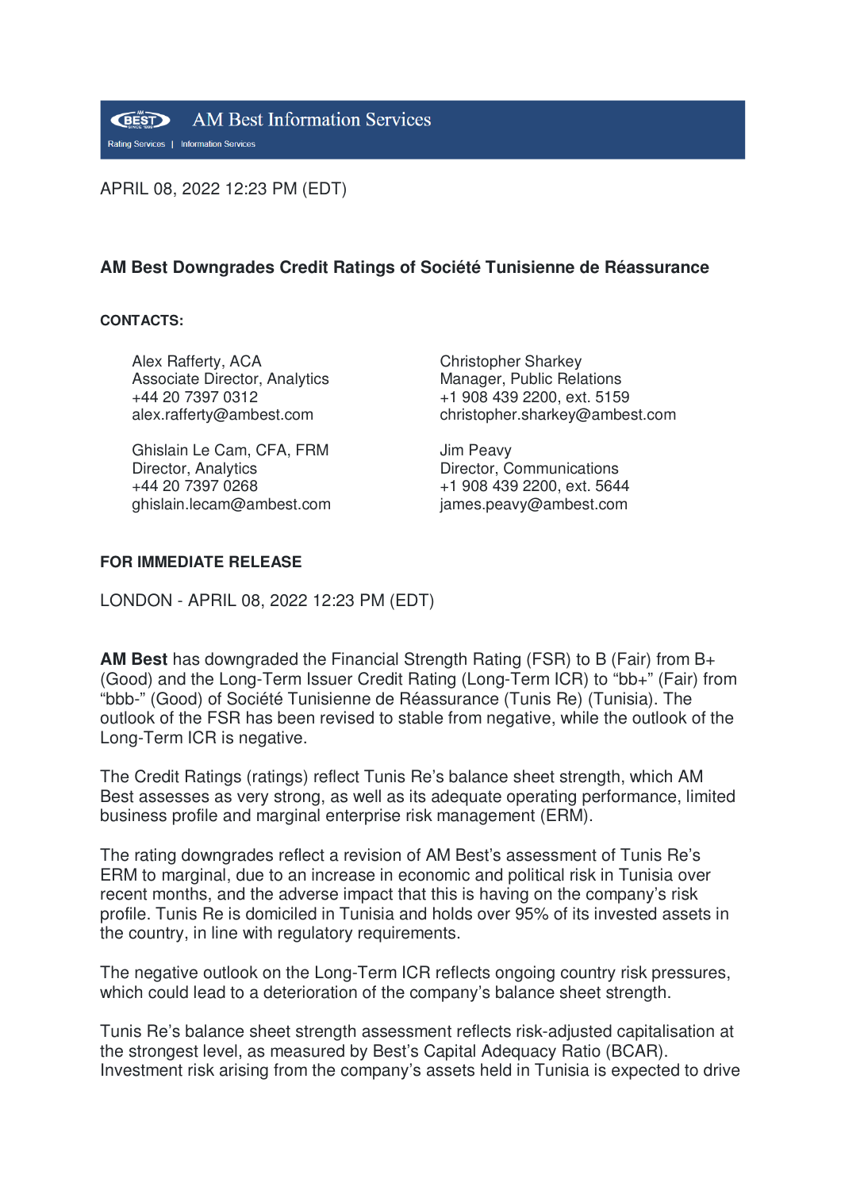AM Best Information Services

Rating Services | Information Services

APRIL 08, 2022 12:23 PM (EDT)

## AM Best Downgrades Credit Ratings of Société Tunisienne de Réassurance

**CONTACTS:**

Alex Rafferty, ACA
Associate Director, Analytics
+44 20 7397 0312
alex.rafferty@ambest.com

Ghislain Le Cam, CFA, FRM
Director, Analytics
+44 20 7397 0268
ghislain.lecam@ambest.com

Christopher Sharkey
Manager, Public Relations
+1 908 439 2200, ext. 5159
christopher.sharkey@ambest.com

Jim Peavy
Director, Communications
+1 908 439 2200, ext. 5644
james.peavy@ambest.com

**FOR IMMEDIATE RELEASE**

LONDON - APRIL 08, 2022 12:23 PM (EDT)

**AM Best** has downgraded the Financial Strength Rating (FSR) to B (Fair) from B+ (Good) and the Long-Term Issuer Credit Rating (Long-Term ICR) to "bb+" (Fair) from "bbb-" (Good) of Société Tunisienne de Réassurance (Tunis Re) (Tunisia). The outlook of the FSR has been revised to stable from negative, while the outlook of the Long-Term ICR is negative.

The Credit Ratings (ratings) reflect Tunis Re's balance sheet strength, which AM Best assesses as very strong, as well as its adequate operating performance, limited business profile and marginal enterprise risk management (ERM).

The rating downgrades reflect a revision of AM Best's assessment of Tunis Re's ERM to marginal, due to an increase in economic and political risk in Tunisia over recent months, and the adverse impact that this is having on the company's risk profile. Tunis Re is domiciled in Tunisia and holds over 95% of its invested assets in the country, in line with regulatory requirements.

The negative outlook on the Long-Term ICR reflects ongoing country risk pressures, which could lead to a deterioration of the company's balance sheet strength.

Tunis Re's balance sheet strength assessment reflects risk-adjusted capitalisation at the strongest level, as measured by Best's Capital Adequacy Ratio (BCAR). Investment risk arising from the company's assets held in Tunisia is expected to drive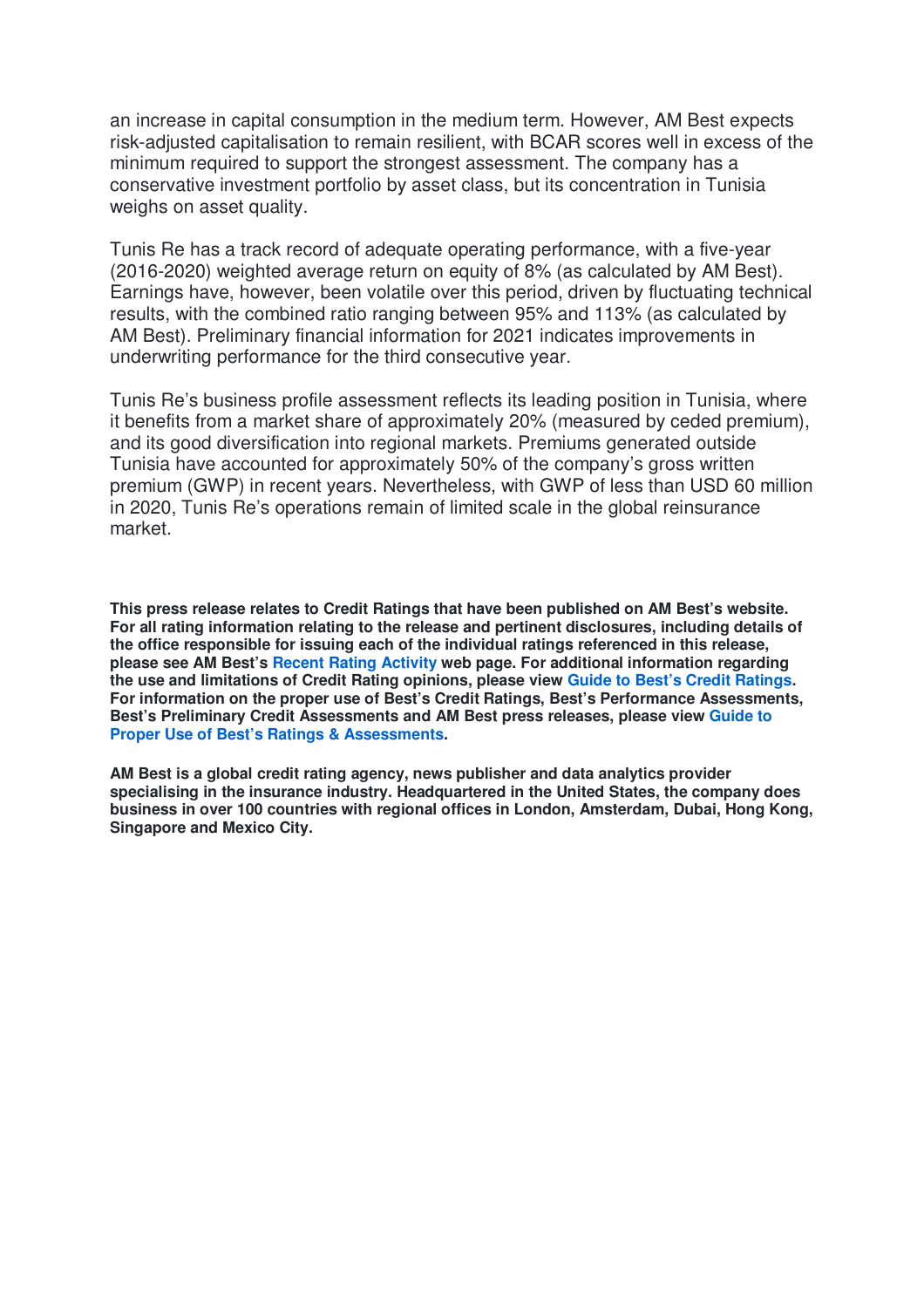an increase in capital consumption in the medium term. However, AM Best expects risk-adjusted capitalisation to remain resilient, with BCAR scores well in excess of the minimum required to support the strongest assessment. The company has a conservative investment portfolio by asset class, but its concentration in Tunisia weighs on asset quality.

Tunis Re has a track record of adequate operating performance, with a five-year (2016-2020) weighted average return on equity of 8% (as calculated by AM Best). Earnings have, however, been volatile over this period, driven by fluctuating technical results, with the combined ratio ranging between 95% and 113% (as calculated by AM Best). Preliminary financial information for 2021 indicates improvements in underwriting performance for the third consecutive year.

Tunis Re's business profile assessment reflects its leading position in Tunisia, where it benefits from a market share of approximately 20% (measured by ceded premium), and its good diversification into regional markets. Premiums generated outside Tunisia have accounted for approximately 50% of the company's gross written premium (GWP) in recent years. Nevertheless, with GWP of less than USD 60 million in 2020, Tunis Re's operations remain of limited scale in the global reinsurance market.

**This press release relates to Credit Ratings that have been published on AM Best's website. For all rating information relating to the release and pertinent disclosures, including details of the office responsible for issuing each of the individual ratings referenced in this release, please see AM Best's Recent Rating Activity web page. For additional information regarding the use and limitations of Credit Rating opinions, please view Guide to Best's Credit Ratings. For information on the proper use of Best's Credit Ratings, Best's Performance Assessments, Best's Preliminary Credit Assessments and AM Best press releases, please view Guide to Proper Use of Best's Ratings & Assessments.**

**AM Best is a global credit rating agency, news publisher and data analytics provider specialising in the insurance industry. Headquartered in the United States, the company does business in over 100 countries with regional offices in London, Amsterdam, Dubai, Hong Kong, Singapore and Mexico City.**